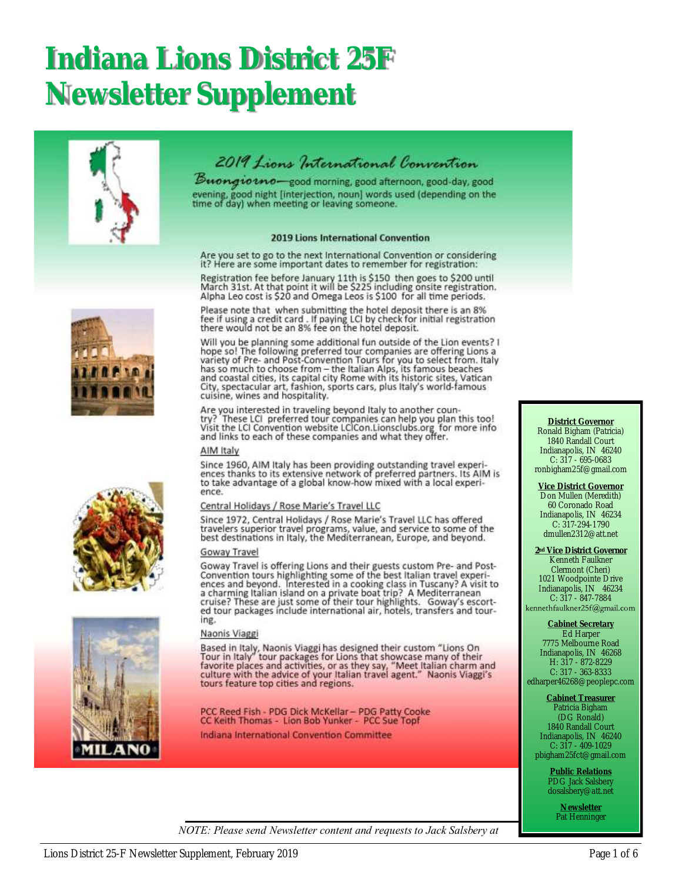# Indiana Lions District 25F Newsletter Supplement

## 2019 Lions International Convention

**Buongiorno**—good morning, good afternoon, good-day, good evening, good night [interjection, noun] words used (depending on the time of day) when meeting or leaving someone.

### 2019 Lions International Convention

Are you set to go to the next International Convention or considering it? Here are some important dates to remember for registration:

Registration fee before January 11th is $150 then goes to $200 until March 31st. At that point it will be $225 including onsite registration. Alpha Leo cost is $20 and Omega Leos is $100 for all time periods.

Please note that when submitting the hotel deposit there is an 8% fee if using a credit card . If paying LCI by check for initial registration there would not be an 8% fee on the hotel deposit.

Will you be planning some additional fun outside of the Lion events? I hope so! The following preferred tour companies are offering Lions a variety of Pre- and Post-Convention Tours for you to select from. Italy has so much to choose from – the Italian Alps, its famous beaches and coastal cities, its capital city Rome with its historic sites, Vatican City, spectacular art, fashion, sports cars, plus Italy's world-famous cuisine, wines and hospitality.

Are you interested in traveling beyond Italy to another country? These LCI preferred tour companies can help you plan this too! Visit the LCI Convention website LCICon.Lionsclubs.org for more info and links to each of these companies and what they offer.

AIM Italy

Since 1960, AIM Italy has been providing outstanding travel experiences thanks to its extensive network of preferred partners. Its AIM is to take advantage of a global know-how mixed with a local experience.

Central Holidays / Rose Marie's Travel LLC

Since 1972, Central Holidays / Rose Marie's Travel LLC has offered travelers superior travel programs, value, and service to some of the best destinations in Italy, the Mediterranean, Europe, and beyond.

Goway Travel

Goway Travel is offering Lions and their guests custom Pre- and Post-Convention tours highlighting some of the best Italian travel experiences and beyond. Interested in a cooking class in Tuscany? A visit to a charming Italian island on a private boat trip? A Mediterranean cruise? These are just some of their tour highlights. Goway's escorted tour packages include international air, hotels, transfers and touring.

Naonis Viaggi

Based in Italy, Naonis Viaggi has designed their custom "Lions On Tour in Italy" tour packages for Lions that showcase many of their favorite places and activities, or as they say, "Meet Italian charm and culture with the advice of your Italian travel agent." Naonis Viaggi's tours feature top cities and regions.

PCC Reed Fish - PDG Dick McKellar – PDG Patty Cooke
CC Keith Thomas - Lion Bob Yunker - PCC Sue Topf

Indiana International Convention Committee

---

**District Governor**
Ronald Bigham (Patricia)
1840 Randall Court
Indianapolis, IN 46240
C: 317 - 695-0683
ronbigham25f@gmail.com

**Vice District Governor**
Don Mullen (Meredith)
60 Coronado Road
Indianapolis, IN 46234
C: 317-294-1790
dmullen2312@att.net

**2nd Vice District Governor**
Kenneth Faulkner
Clermont (Cheri)
1021 Woodpointe Drive
Indianapolis, IN 46234
C: 317 - 847-7884
kennethfaulkner25f@gmail.com

**Cabinet Secretary**
Ed Harper
7775 Melbourne Road
Indianapolis, IN 46268
H: 317 - 872-8229
C: 317 - 363-8333
edharper46268@peoplepc.com

**Cabinet Treasurer**
Patricia Bigham
(DG Ronald)
1840 Randall Court
Indianapolis, IN 46240
C: 317 - 409-1029
pbigham25fct@gmail.com

**Public Relations**
PDG Jack Salsbery
dosalsbery@att.net

**Newsletter**
Pat Henninger

---

*NOTE: Please send Newsletter content and requests to Jack Salsbery at*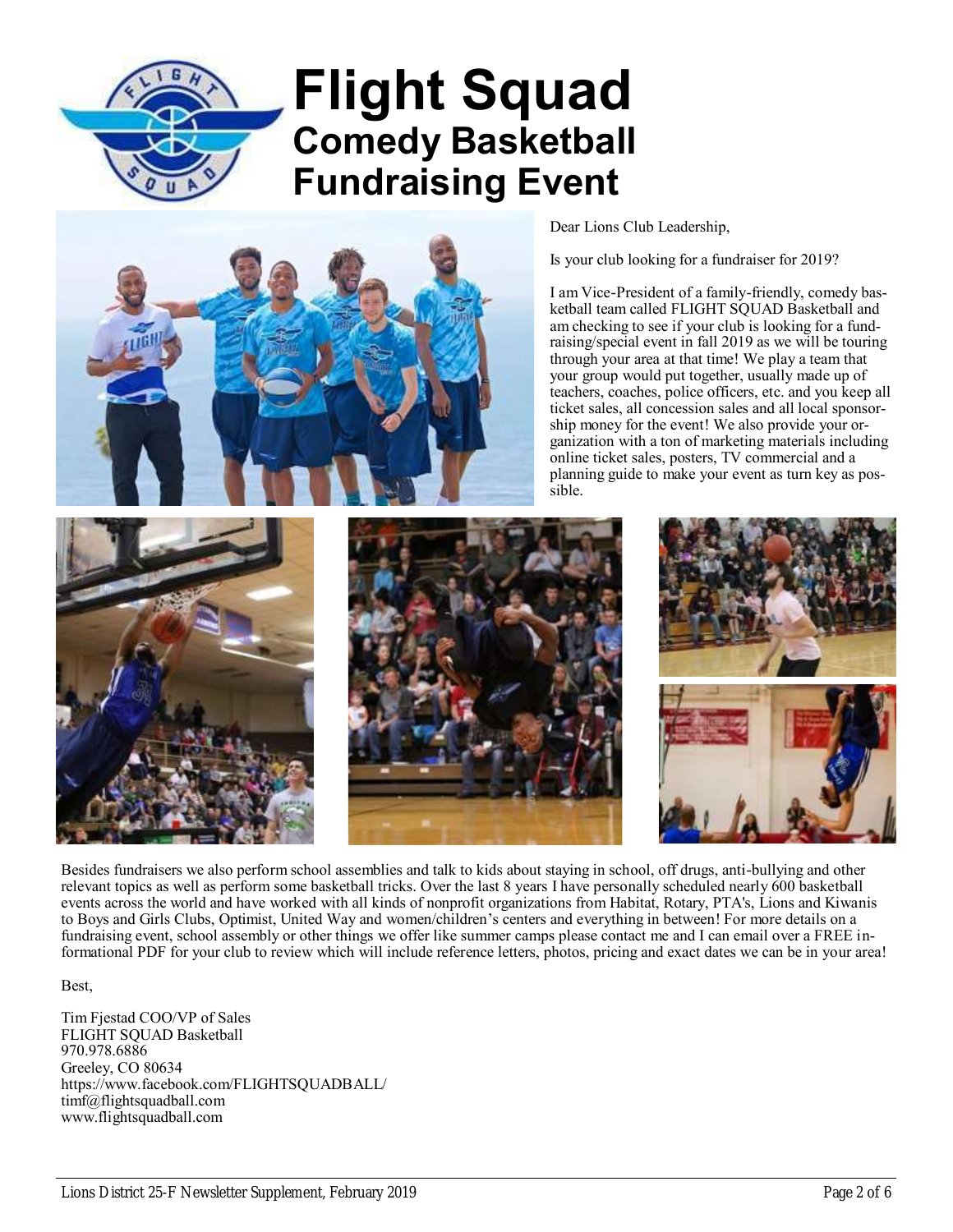# Flight Squad

## Comedy Basketball Fundraising Event

Dear Lions Club Leadership,

Is your club looking for a fundraiser for 2019?

I am Vice-President of a family-friendly, comedy basketball team called FLIGHT SQUAD Basketball and am checking to see if your club is looking for a fundraising/special event in fall 2019 as we will be touring through your area at that time! We play a team that your group would put together, usually made up of teachers, coaches, police officers, etc. and you keep all ticket sales, all concession sales and all local sponsorship money for the event! We also provide your organization with a ton of marketing materials including online ticket sales, posters, TV commercial and a planning guide to make your event as turn key as possible.

Besides fundraisers we also perform school assemblies and talk to kids about staying in school, off drugs, anti-bullying and other relevant topics as well as perform some basketball tricks. Over the last 8 years I have personally scheduled nearly 600 basketball events across the world and have worked with all kinds of nonprofit organizations from Habitat, Rotary, PTA's, Lions and Kiwanis to Boys and Girls Clubs, Optimist, United Way and women/children's centers and everything in between! For more details on a fundraising event, school assembly or other things we offer like summer camps please contact me and I can email over a FREE informational PDF for your club to review which will include reference letters, photos, pricing and exact dates we can be in your area!

Best,

Tim Fjestad COO/VP of Sales  
FLIGHT SQUAD Basketball  
970.978.6886  
Greeley, CO 80634  
https://www.facebook.com/FLIGHTSQUADBALL/  
timf@flightsquadball.com  
www.flightsquadball.com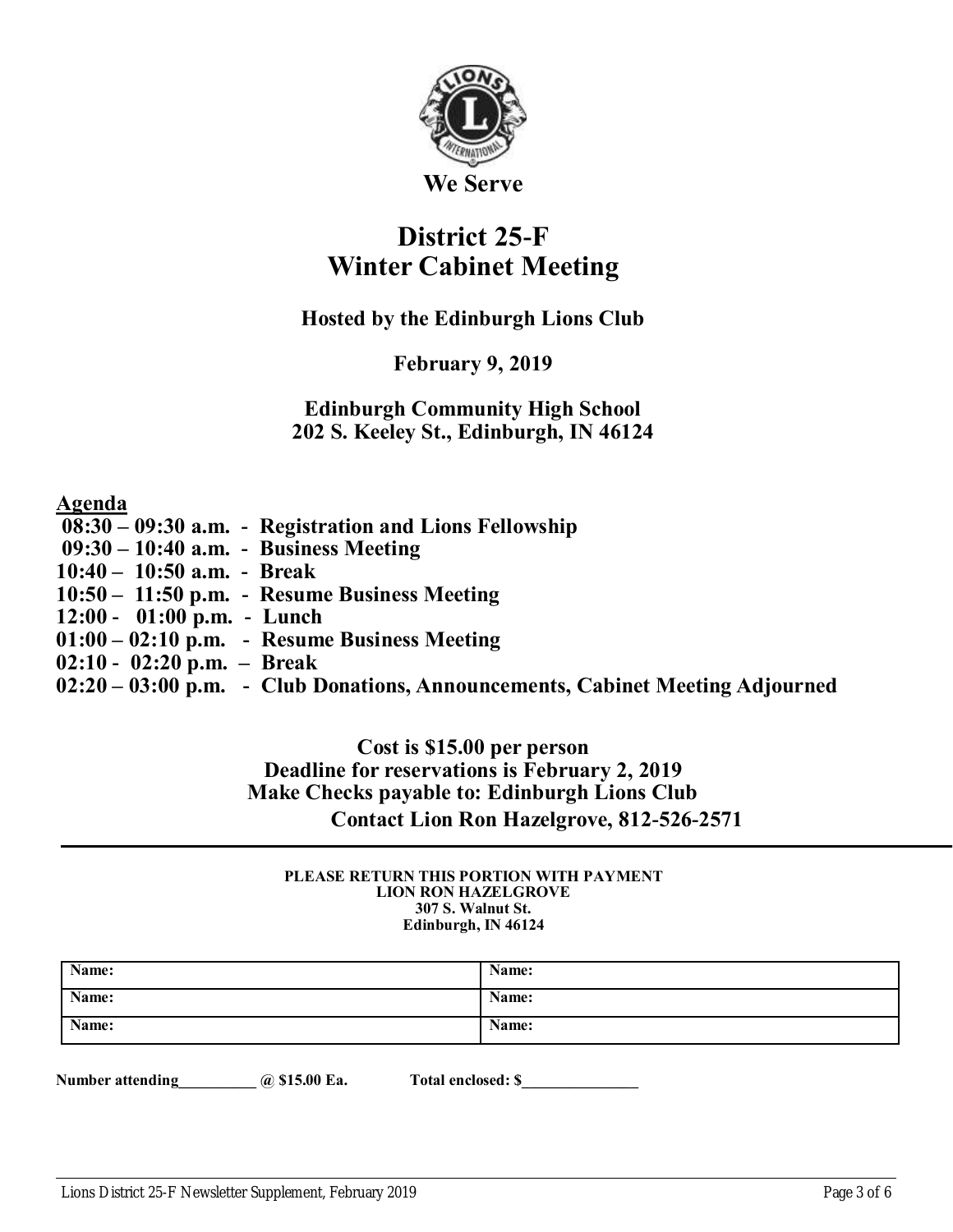**We Serve**

# District 25-F
# Winter Cabinet Meeting

**Hosted by the Edinburgh Lions Club**

**February 9, 2019**

**Edinburgh Community High School**
**202 S. Keeley St., Edinburgh, IN 46124**

## Agenda

- **08:30 – 09:30 a.m. - Registration and Lions Fellowship**
- **09:30 – 10:40 a.m. - Business Meeting**
- **10:40 – 10:50 a.m. - Break**
- **10:50 – 11:50 p.m. - Resume Business Meeting**
- **12:00 - 01:00 p.m. - Lunch**
- **01:00 – 02:10 p.m. - Resume Business Meeting**
- **02:10 - 02:20 p.m. – Break**
- **02:20 – 03:00 p.m. - Club Donations, Announcements, Cabinet Meeting Adjourned**

**Cost is $15.00 per person**
**Deadline for reservations is February 2, 2019**
**Make Checks payable to: Edinburgh Lions Club**
**Contact Lion Ron Hazelgrove, 812-526-2571**

---

**PLEASE RETURN THIS PORTION WITH PAYMENT**
**LION RON HAZELGROVE**
**307 S. Walnut St.**
**Edinburgh, IN 46124**

| Name: | Name: |
| --- | --- |
| Name: | Name: |
| Name: | Name: |

**Number attending__________ @ $15.00 Ea.** **Total enclosed: $_______________**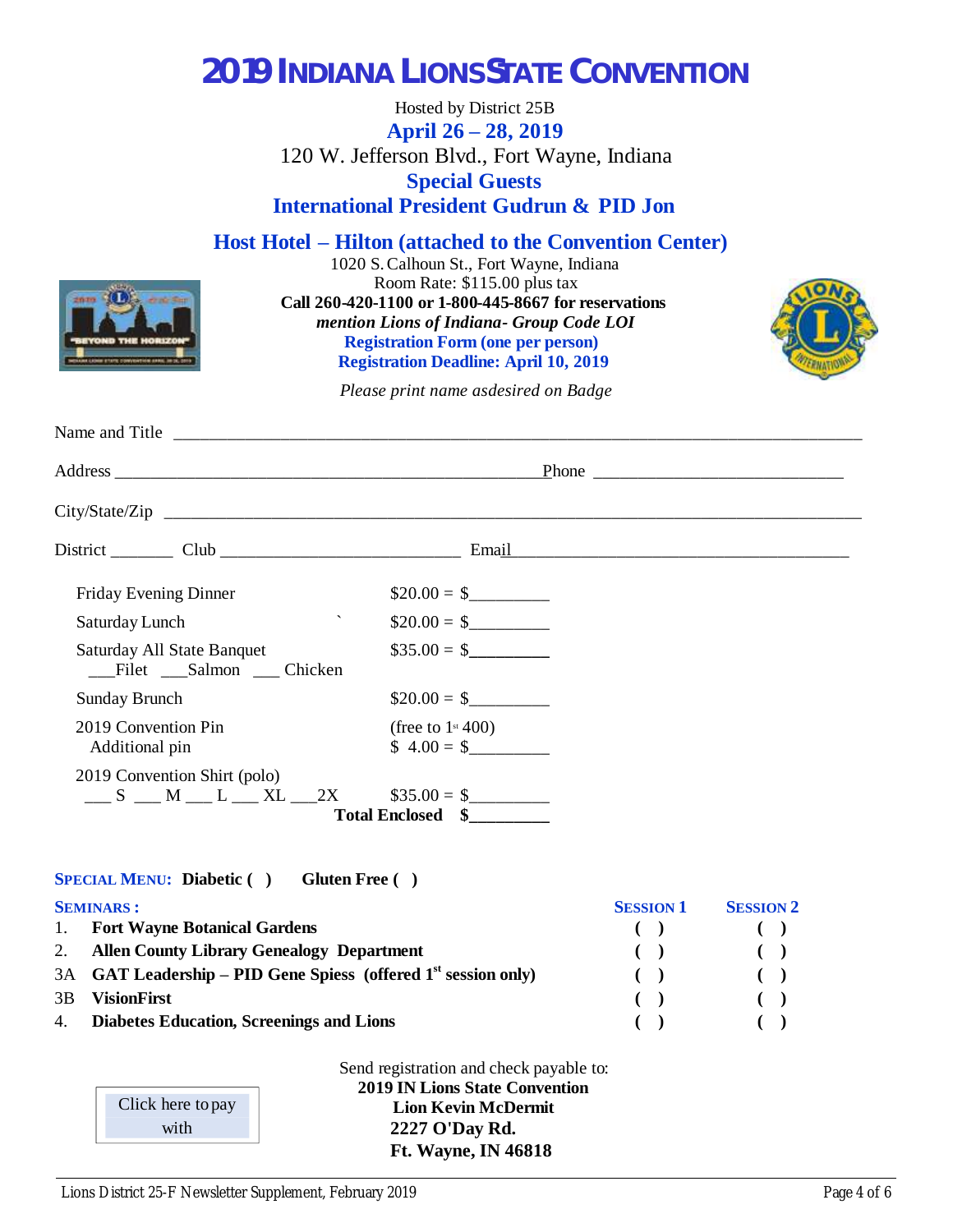# 2019 INDIANA LIONS STATE CONVENTION

Hosted by District 25B

**April 26 – 28, 2019**

120 W. Jefferson Blvd., Fort Wayne, Indiana

**Special Guests**

**International President Gudrun & PID Jon**

## Host Hotel – Hilton (attached to the Convention Center)

1020 S. Calhoun St., Fort Wayne, Indiana

Room Rate: $115.00 plus tax

**Call 260-420-1100 or 1-800-445-8667 for reservations**

***mention Lions of Indiana- Group Code LOI***

**Registration Form (one per person)**

**Registration Deadline: April 10, 2019**

*Please print name asdesired on Badge*

Name and Title ________________________________________________

Address ______________________________ Phone ____________________

City/State/Zip ________________________________________________

District _______ Club ____________________ Email ____________________

| | |
|---|---|
| Friday Evening Dinner | $20.00 = $_________ |
| Saturday Lunch | $20.00 = $_________ |
| Saturday All State Banquet<br>___Filet ___Salmon ___ Chicken | $35.00 = $_________ |
| Sunday Brunch | $20.00 = $_________ |
| 2019 Convention Pin<br>Additional pin | (free to 1st 400)<br>$ 4.00 = $_________ |
| 2019 Convention Shirt (polo)<br>___ S ___ M ___ L ___ XL ___2X | $35.00 = $_________ |
| **Total Enclosed** | **$_________** |

**SPECIAL MENU:** **Diabetic ( )** **Gluten Free ( )**

| **SEMINARS :** | | **SESSION 1** | **SESSION 2** |
|---|---|---|---|
| 1. | **Fort Wayne Botanical Gardens** | ( ) | ( ) |
| 2. | **Allen County Library Genealogy Department** | ( ) | ( ) |
| 3A | **GAT Leadership – PID Gene Spiess (offered 1st session only)** | ( ) | ( ) |
| 3B | **VisionFirst** | ( ) | ( ) |
| 4. | **Diabetes Education, Screenings and Lions** | ( ) | ( ) |

Click here to pay with

Send registration and check payable to:

**2019 IN Lions State Convention**

**Lion Kevin McDermit**

**2227 O'Day Rd.**

**Ft. Wayne, IN 46818**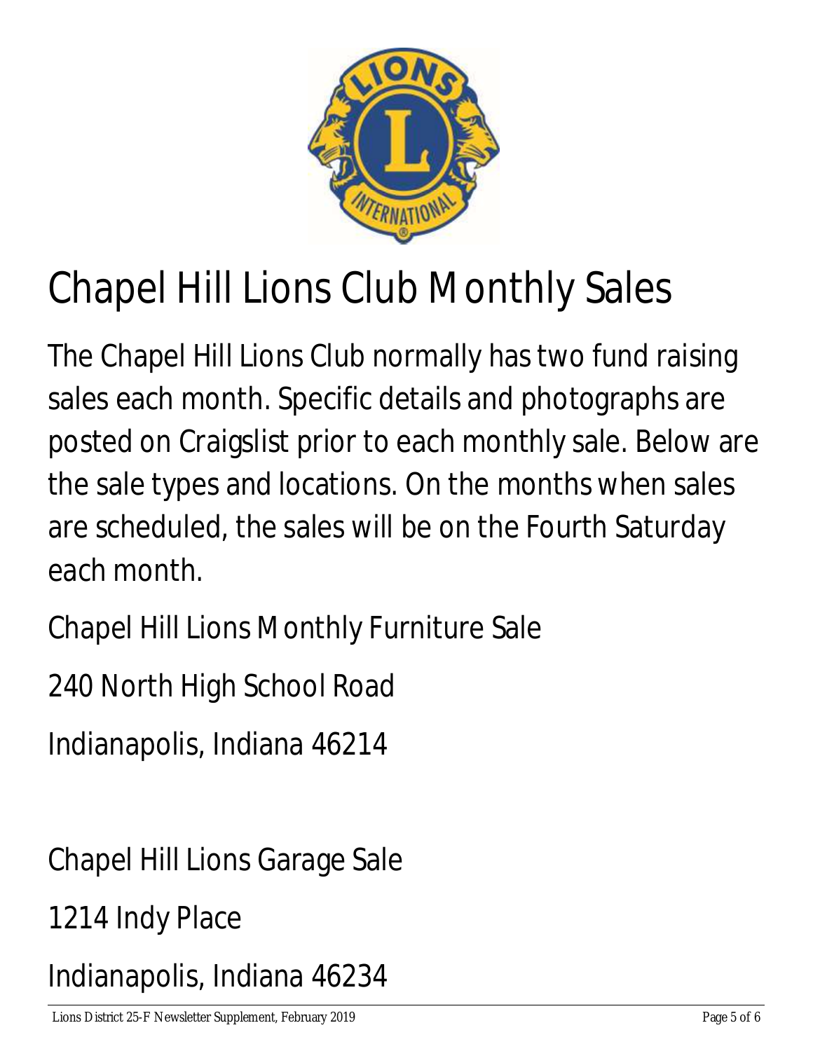# Chapel Hill Lions Club Monthly Sales

The Chapel Hill Lions Club normally has two fund raising sales each month. Specific details and photographs are posted on Craigslist prior to each monthly sale. Below are the sale types and locations. On the months when sales are scheduled, the sales will be on the Fourth Saturday each month.

Chapel Hill Lions Monthly Furniture Sale

240 North High School Road

Indianapolis, Indiana 46214

Chapel Hill Lions Garage Sale

1214 Indy Place

Indianapolis, Indiana 46234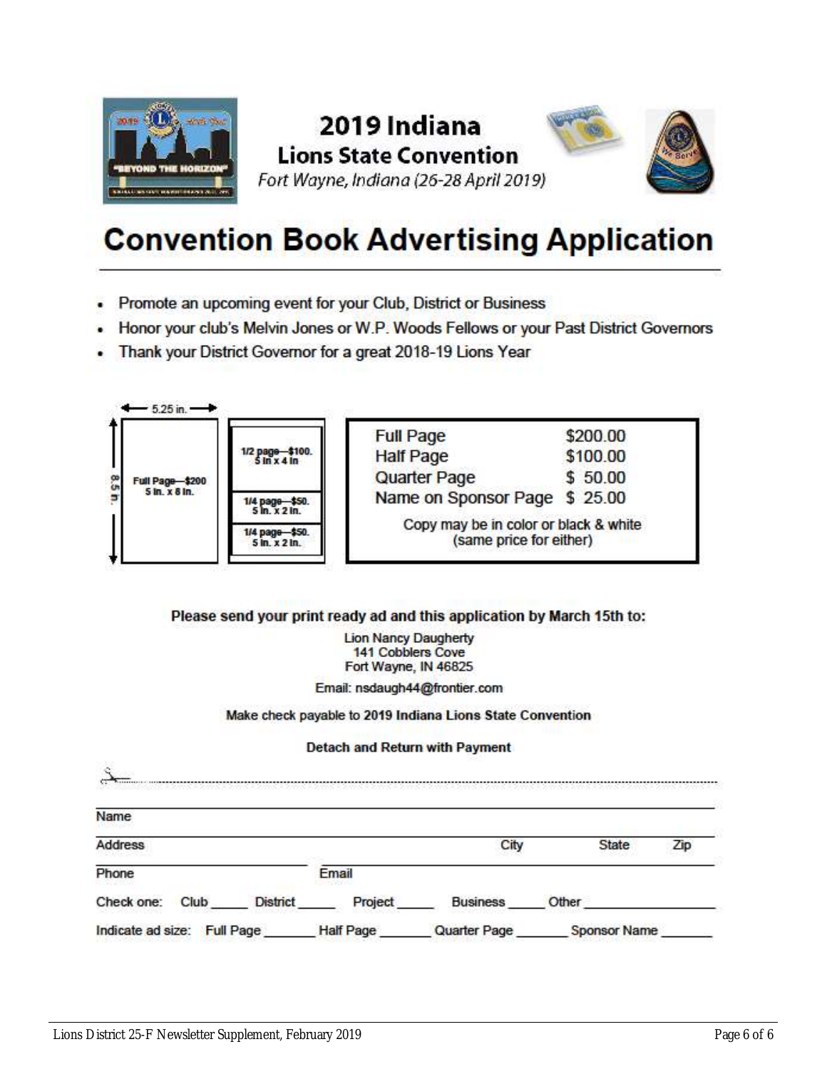## 2019 Indiana
### Lions State Convention
*Fort Wayne, Indiana (26-28 April 2019)*

# Convention Book Advertising Application

- Promote an upcoming event for your Club, District or Business
- Honor your club's Melvin Jones or W.P. Woods Fellows or your Past District Governors
- Thank your District Governor for a great 2018-19 Lions Year

5.25 in.

8.5 in.

Full Page—$200
5 in. x 8 in.

1/2 page—$100.
5 in x 4 in

1/4 page—$50.
5 in. x 2 in.

1/4 page—$50.
5 in. x 2 in.

| | |
|---|---|
| Full Page | $200.00 |
| Half Page | $100.00 |
| Quarter Page | $ 50.00 |
| Name on Sponsor Page | $ 25.00 |

Copy may be in color or black & white (same price for either)

**Please send your print ready ad and this application by March 15th to:**

Lion Nancy Daugherty
141 Cobblers Cove
Fort Wayne, IN 46825

Email: nsdaugh44@frontier.com

Make check payable to **2019 Indiana Lions State Convention**

**Detach and Return with Payment**

Name ______________________________

Address ______________________ City __________ State ______ Zip ______

Phone ______________ Email ______________________________

Check one: Club _____ District _____ Project _____ Business _____ Other ______________

Indicate ad size: Full Page _______ Half Page _______ Quarter Page _______ Sponsor Name _______

Lions District 25-F Newsletter Supplement, February 2019